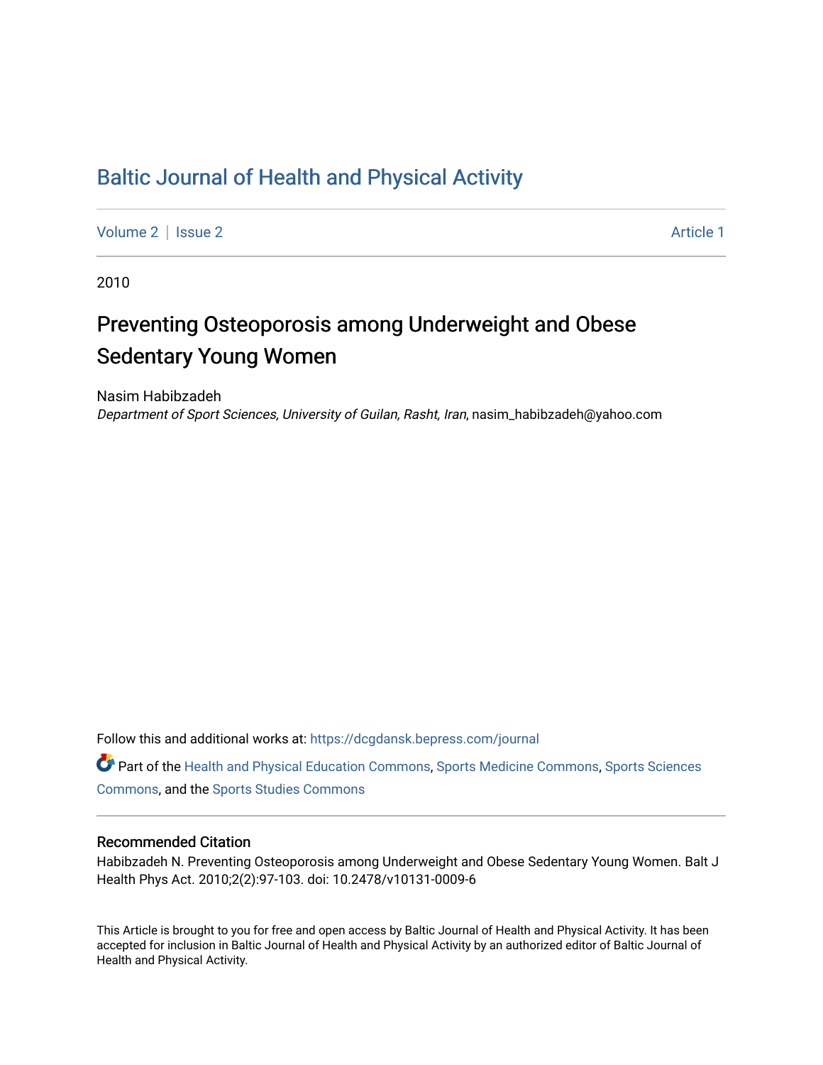# Baltic Journal of Health and Physical Activity

Volume 2 | Issue 2 Article 1

2010

## Preventing Osteoporosis among Underweight and Obese Sedentary Young Women

Nasim Habibzadeh

*Department of Sport Sciences, University of Guilan, Rasht, Iran*, nasim_habibzadeh@yahoo.com

Follow this and additional works at: https://dcgdansk.bepress.com/journal

Part of the Health and Physical Education Commons, Sports Medicine Commons, Sports Sciences Commons, and the Sports Studies Commons

### Recommended Citation

Habibzadeh N. Preventing Osteoporosis among Underweight and Obese Sedentary Young Women. Balt J Health Phys Act. 2010;2(2):97-103. doi: 10.2478/v10131-0009-6

This Article is brought to you for free and open access by Baltic Journal of Health and Physical Activity. It has been accepted for inclusion in Baltic Journal of Health and Physical Activity by an authorized editor of Baltic Journal of Health and Physical Activity.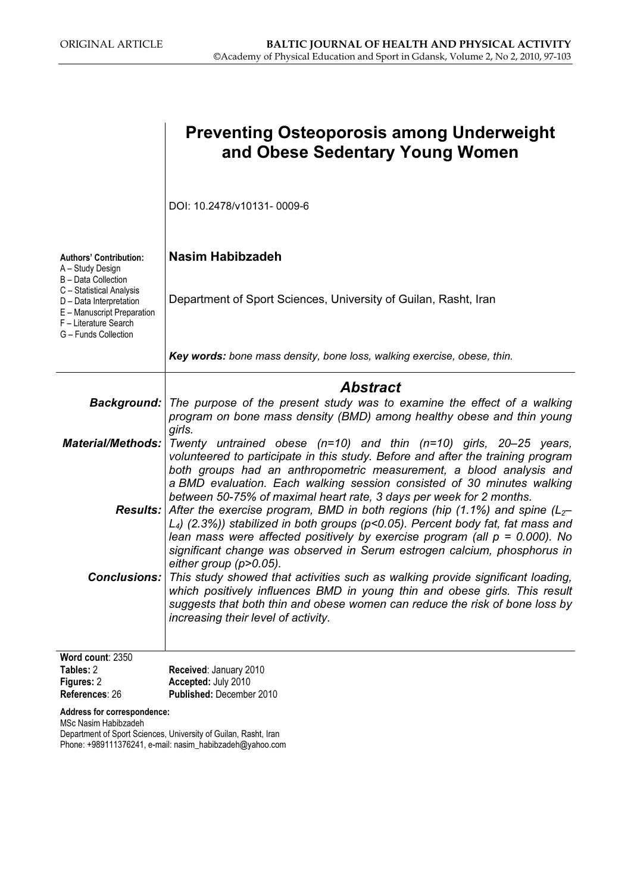ORIGINAL ARTICLE

# Preventing Osteoporosis among Underweight and Obese Sedentary Young Women

DOI: 10.2478/v10131- 0009-6

**Authors' Contribution:**
A – Study Design
B – Data Collection
C – Statistical Analysis
D – Data Interpretation
E – Manuscript Preparation
F – Literature Search
G – Funds Collection

**Nasim Habibzadeh**

Department of Sport Sciences, University of Guilan, Rasht, Iran

***Key words:*** *bone mass density, bone loss, walking exercise, obese, thin.*

## *Abstract*

***Background:*** *The purpose of the present study was to examine the effect of a walking program on bone mass density (BMD) among healthy obese and thin young girls.*

***Material/Methods:*** *Twenty untrained obese (n=10) and thin (n=10) girls, 20–25 years, volunteered to participate in this study. Before and after the training program both groups had an anthropometric measurement, a blood analysis and a BMD evaluation. Each walking session consisted of 30 minutes walking between 50-75% of maximal heart rate, 3 days per week for 2 months.*

***Results:*** *After the exercise program, BMD in both regions (hip (1.1%) and spine ($L_2$–$L_4$) (2.3%)) stabilized in both groups ($p<0.05$). Percent body fat, fat mass and lean mass were affected positively by exercise program (all $p = 0.000$). No significant change was observed in Serum estrogen calcium, phosphorus in either group ($p>0.05$).*

***Conclusions:*** *This study showed that activities such as walking provide significant loading, which positively influences BMD in young thin and obese girls. This result suggests that both thin and obese women can reduce the risk of bone loss by increasing their level of activity.*

**Word count**: 2350
**Tables:** 2
**Figures:** 2
**References**: 26

**Received**: January 2010
**Accepted:** July 2010
**Published:** December 2010

**Address for correspondence:**
MSc Nasim Habibzadeh
Department of Sport Sciences, University of Guilan, Rasht, Iran
Phone: +989111376241, e-mail: nasim_habibzadeh@yahoo.com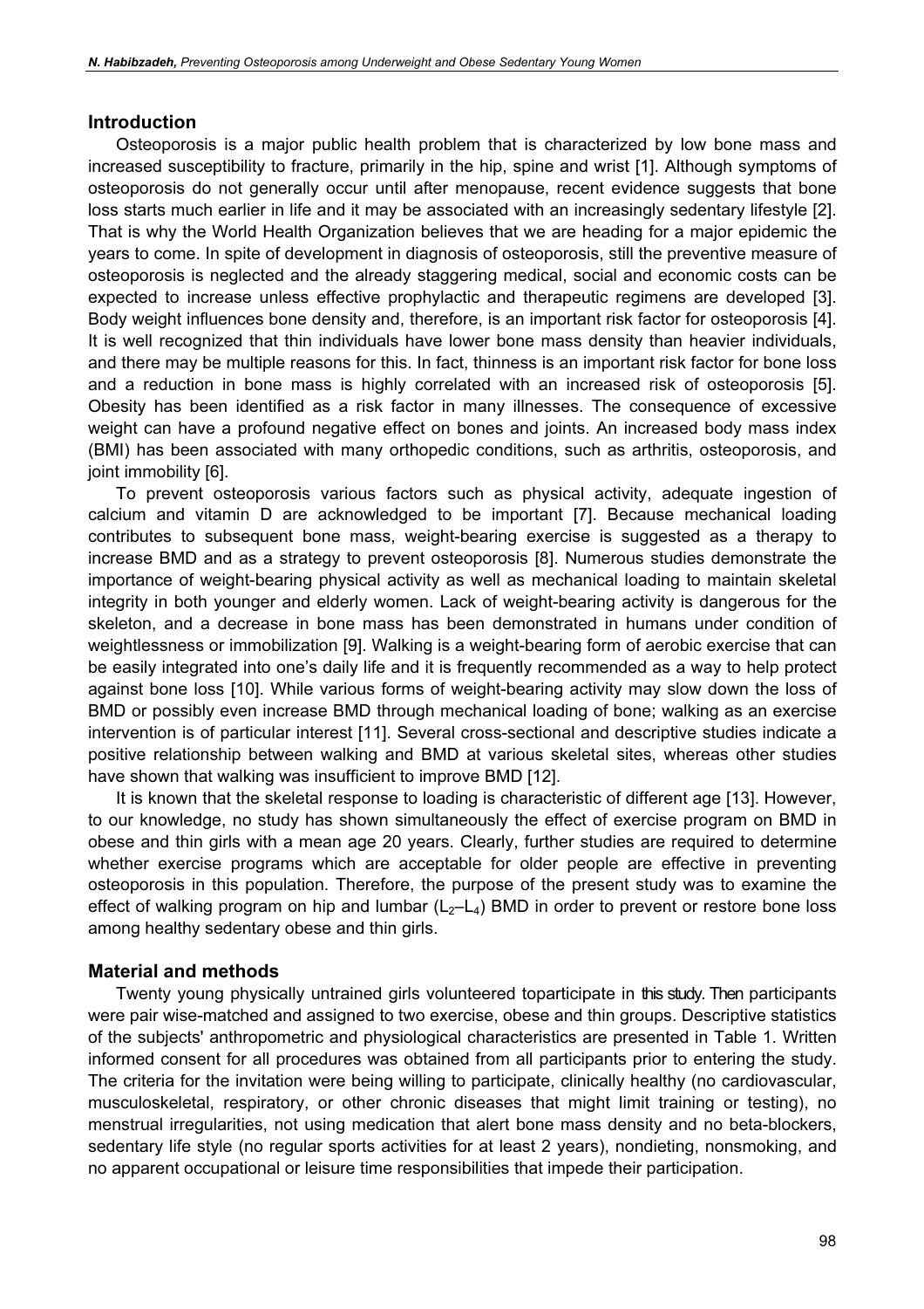## Introduction

Osteoporosis is a major public health problem that is characterized by low bone mass and increased susceptibility to fracture, primarily in the hip, spine and wrist [1]. Although symptoms of osteoporosis do not generally occur until after menopause, recent evidence suggests that bone loss starts much earlier in life and it may be associated with an increasingly sedentary lifestyle [2]. That is why the World Health Organization believes that we are heading for a major epidemic the years to come. In spite of development in diagnosis of osteoporosis, still the preventive measure of osteoporosis is neglected and the already staggering medical, social and economic costs can be expected to increase unless effective prophylactic and therapeutic regimens are developed [3]. Body weight influences bone density and, therefore, is an important risk factor for osteoporosis [4]. It is well recognized that thin individuals have lower bone mass density than heavier individuals, and there may be multiple reasons for this. In fact, thinness is an important risk factor for bone loss and a reduction in bone mass is highly correlated with an increased risk of osteoporosis [5]. Obesity has been identified as a risk factor in many illnesses. The consequence of excessive weight can have a profound negative effect on bones and joints. An increased body mass index (BMI) has been associated with many orthopedic conditions, such as arthritis, osteoporosis, and joint immobility [6].

To prevent osteoporosis various factors such as physical activity, adequate ingestion of calcium and vitamin D are acknowledged to be important [7]. Because mechanical loading contributes to subsequent bone mass, weight-bearing exercise is suggested as a therapy to increase BMD and as a strategy to prevent osteoporosis [8]. Numerous studies demonstrate the importance of weight-bearing physical activity as well as mechanical loading to maintain skeletal integrity in both younger and elderly women. Lack of weight-bearing activity is dangerous for the skeleton, and a decrease in bone mass has been demonstrated in humans under condition of weightlessness or immobilization [9]. Walking is a weight-bearing form of aerobic exercise that can be easily integrated into one's daily life and it is frequently recommended as a way to help protect against bone loss [10]. While various forms of weight-bearing activity may slow down the loss of BMD or possibly even increase BMD through mechanical loading of bone; walking as an exercise intervention is of particular interest [11]. Several cross-sectional and descriptive studies indicate a positive relationship between walking and BMD at various skeletal sites, whereas other studies have shown that walking was insufficient to improve BMD [12].

It is known that the skeletal response to loading is characteristic of different age [13]. However, to our knowledge, no study has shown simultaneously the effect of exercise program on BMD in obese and thin girls with a mean age 20 years. Clearly, further studies are required to determine whether exercise programs which are acceptable for older people are effective in preventing osteoporosis in this population. Therefore, the purpose of the present study was to examine the effect of walking program on hip and lumbar ($L_2$–$L_4$) BMD in order to prevent or restore bone loss among healthy sedentary obese and thin girls.

## Material and methods

Twenty young physically untrained girls volunteered toparticipate in this study. Then participants were pair wise-matched and assigned to two exercise, obese and thin groups. Descriptive statistics of the subjects' anthropometric and physiological characteristics are presented in Table 1. Written informed consent for all procedures was obtained from all participants prior to entering the study. The criteria for the invitation were being willing to participate, clinically healthy (no cardiovascular, musculoskeletal, respiratory, or other chronic diseases that might limit training or testing), no menstrual irregularities, not using medication that alert bone mass density and no beta-blockers, sedentary life style (no regular sports activities for at least 2 years), nondieting, nonsmoking, and no apparent occupational or leisure time responsibilities that impede their participation.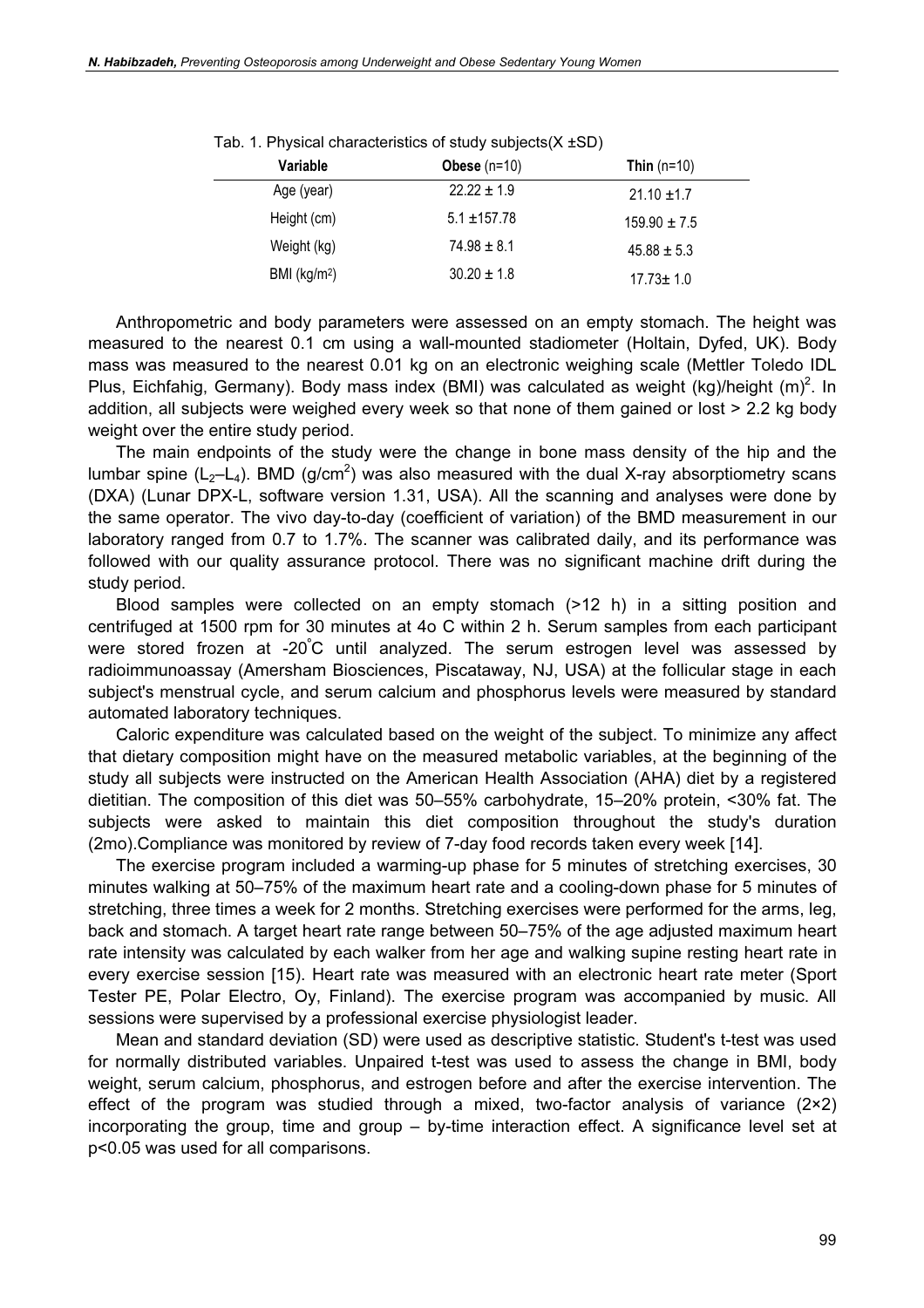Tab. 1. Physical characteristics of study subjects(X ±SD)

| Variable | **Obese** (n=10) | **Thin** (n=10) |
|---|---|---|
| Age (year) | 22.22 ± 1.9 | 21.10 ±1.7 |
| Height (cm) | 5.1 ±157.78 | 159.90 ± 7.5 |
| Weight (kg) | 74.98 ± 8.1 | 45.88 ± 5.3 |
| BMI (kg/m$^2$) | 30.20 ± 1.8 | 17.73± 1.0 |

Anthropometric and body parameters were assessed on an empty stomach. The height was measured to the nearest 0.1 cm using a wall-mounted stadiometer (Holtain, Dyfed, UK). Body mass was measured to the nearest 0.01 kg on an electronic weighing scale (Mettler Toledo IDL Plus, Eichfahig, Germany). Body mass index (BMI) was calculated as weight (kg)/height (m)$^2$. In addition, all subjects were weighed every week so that none of them gained or lost > 2.2 kg body weight over the entire study period.

The main endpoints of the study were the change in bone mass density of the hip and the lumbar spine ($L_2$–$L_4$). BMD (g/cm$^2$) was also measured with the dual X-ray absorptiometry scans (DXA) (Lunar DPX-L, software version 1.31, USA). All the scanning and analyses were done by the same operator. The vivo day-to-day (coefficient of variation) of the BMD measurement in our laboratory ranged from 0.7 to 1.7%. The scanner was calibrated daily, and its performance was followed with our quality assurance protocol. There was no significant machine drift during the study period.

Blood samples were collected on an empty stomach (>12 h) in a sitting position and centrifuged at 1500 rpm for 30 minutes at 4o C within 2 h. Serum samples from each participant were stored frozen at -20°C until analyzed. The serum estrogen level was assessed by radioimmunoassay (Amersham Biosciences, Piscataway, NJ, USA) at the follicular stage in each subject's menstrual cycle, and serum calcium and phosphorus levels were measured by standard automated laboratory techniques.

Caloric expenditure was calculated based on the weight of the subject. To minimize any affect that dietary composition might have on the measured metabolic variables, at the beginning of the study all subjects were instructed on the American Health Association (AHA) diet by a registered dietitian. The composition of this diet was 50–55% carbohydrate, 15–20% protein, <30% fat. The subjects were asked to maintain this diet composition throughout the study's duration (2mo).Compliance was monitored by review of 7-day food records taken every week [14].

The exercise program included a warming-up phase for 5 minutes of stretching exercises, 30 minutes walking at 50–75% of the maximum heart rate and a cooling-down phase for 5 minutes of stretching, three times a week for 2 months. Stretching exercises were performed for the arms, leg, back and stomach. A target heart rate range between 50–75% of the age adjusted maximum heart rate intensity was calculated by each walker from her age and walking supine resting heart rate in every exercise session [15]. Heart rate was measured with an electronic heart rate meter (Sport Tester PE, Polar Electro, Oy, Finland). The exercise program was accompanied by music. All sessions were supervised by a professional exercise physiologist leader.

Mean and standard deviation (SD) were used as descriptive statistic. Student's t-test was used for normally distributed variables. Unpaired t-test was used to assess the change in BMI, body weight, serum calcium, phosphorus, and estrogen before and after the exercise intervention. The effect of the program was studied through a mixed, two-factor analysis of variance (2×2) incorporating the group, time and group – by-time interaction effect. A significance level set at $p<0.05$ was used for all comparisons.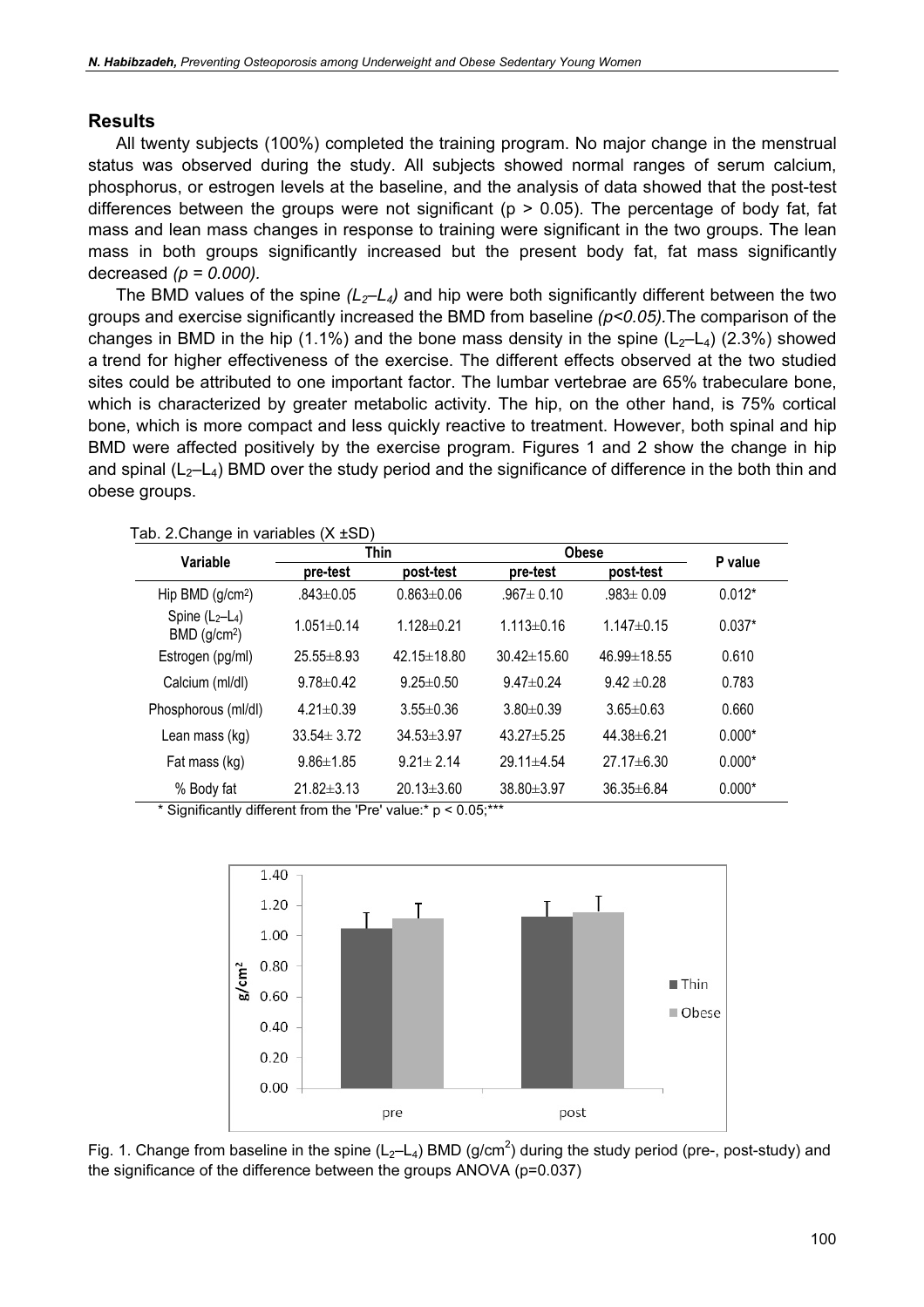## Results

All twenty subjects (100%) completed the training program. No major change in the menstrual status was observed during the study. All subjects showed normal ranges of serum calcium, phosphorus, or estrogen levels at the baseline, and the analysis of data showed that the post-test differences between the groups were not significant ($p > 0.05$). The percentage of body fat, fat mass and lean mass changes in response to training were significant in the two groups. The lean mass in both groups significantly increased but the present body fat, fat mass significantly decreased *($p = 0.000$).*

The BMD values of the spine *($L_2$–$L_4$)* and hip were both significantly different between the two groups and exercise significantly increased the BMD from baseline *($p<0.05$).*The comparison of the changes in BMD in the hip (1.1%) and the bone mass density in the spine ($L_2$–$L_4$) (2.3%) showed a trend for higher effectiveness of the exercise. The different effects observed at the two studied sites could be attributed to one important factor. The lumbar vertebrae are 65% trabeculare bone, which is characterized by greater metabolic activity. The hip, on the other hand, is 75% cortical bone, which is more compact and less quickly reactive to treatment. However, both spinal and hip BMD were affected positively by the exercise program. Figures 1 and 2 show the change in hip and spinal ($L_2$–$L_4$) BMD over the study period and the significance of difference in the both thin and obese groups.

Tab. 2.Change in variables (X ±SD)

| Variable | Thin | | Obese | | P value |
|---|---|---|---|---|---|
| | pre-test | post-test | pre-test | post-test | |
| Hip BMD (g/cm$^2$) | .843±0.05 | 0.863±0.06 | .967± 0.10 | .983± 0.09 | 0.012* |
| Spine ($L_2$–$L_4$) BMD (g/cm$^2$) | 1.051±0.14 | 1.128±0.21 | 1.113±0.16 | 1.147±0.15 | 0.037* |
| Estrogen (pg/ml) | 25.55±8.93 | 42.15±18.80 | 30.42±15.60 | 46.99±18.55 | 0.610 |
| Calcium (ml/dl) | 9.78±0.42 | 9.25±0.50 | 9.47±0.24 | 9.42 ±0.28 | 0.783 |
| Phosphorous (ml/dl) | 4.21±0.39 | 3.55±0.36 | 3.80±0.39 | 3.65±0.63 | 0.660 |
| Lean mass (kg) | 33.54± 3.72 | 34.53±3.97 | 43.27±5.25 | 44.38±6.21 | 0.000* |
| Fat mass (kg) | 9.86±1.85 | 9.21± 2.14 | 29.11±4.54 | 27.17±6.30 | 0.000* |
| % Body fat | 21.82±3.13 | 20.13±3.60 | 38.80±3.97 | 36.35±6.84 | 0.000* |

\* Significantly different from the 'Pre' value:* $p < 0.05$;***

Fig. 1. Change from baseline in the spine ($L_2$–$L_4$) BMD (g/cm$^2$) during the study period (pre-, post-study) and the significance of the difference between the groups ANOVA (p=0.037)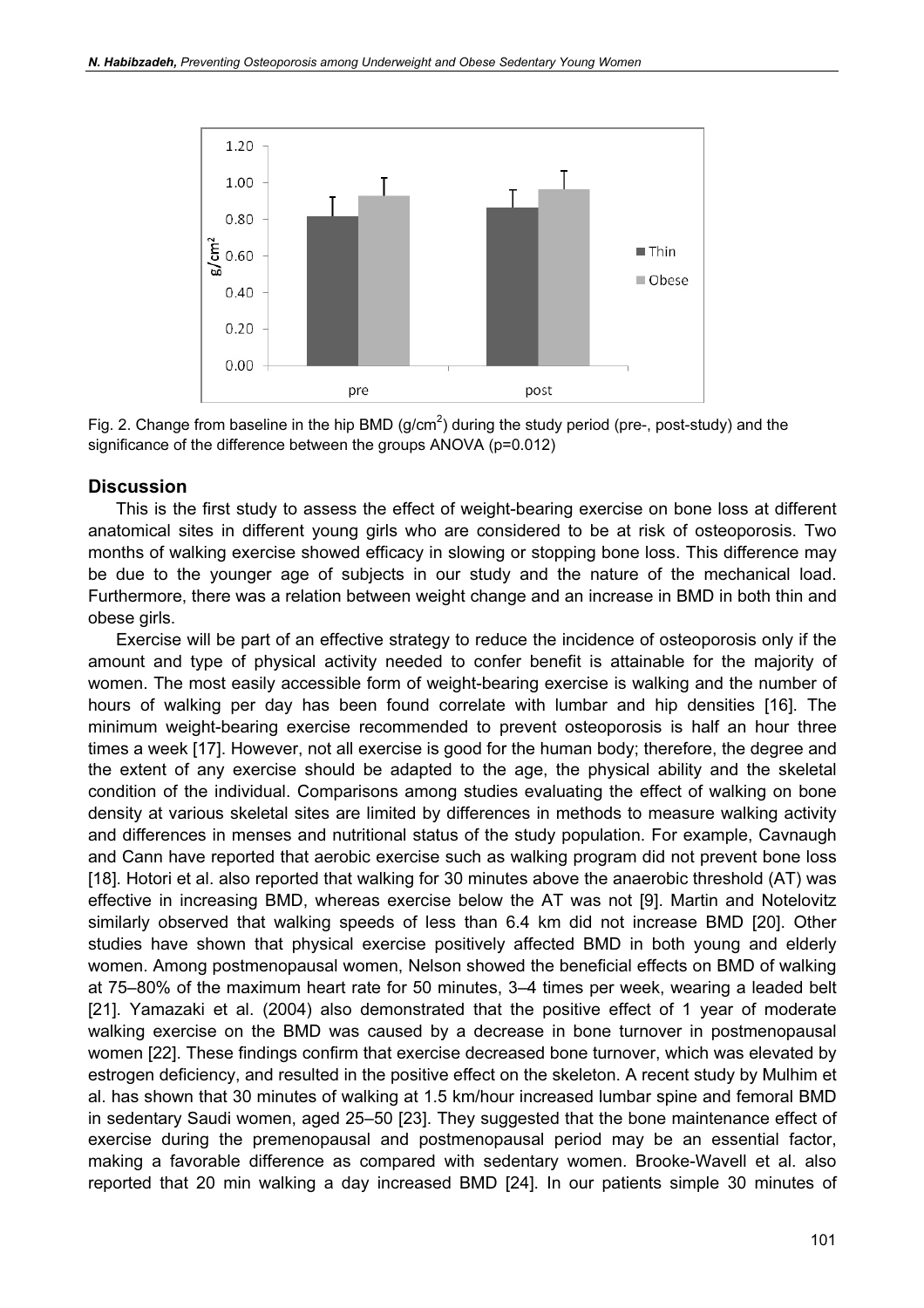Fig. 2. Change from baseline in the hip BMD (g/cm$^2$) during the study period (pre-, post-study) and the significance of the difference between the groups ANOVA (p=0.012)

## Discussion

This is the first study to assess the effect of weight-bearing exercise on bone loss at different anatomical sites in different young girls who are considered to be at risk of osteoporosis. Two months of walking exercise showed efficacy in slowing or stopping bone loss. This difference may be due to the younger age of subjects in our study and the nature of the mechanical load. Furthermore, there was a relation between weight change and an increase in BMD in both thin and obese girls.

Exercise will be part of an effective strategy to reduce the incidence of osteoporosis only if the amount and type of physical activity needed to confer benefit is attainable for the majority of women. The most easily accessible form of weight-bearing exercise is walking and the number of hours of walking per day has been found correlate with lumbar and hip densities [16]. The minimum weight-bearing exercise recommended to prevent osteoporosis is half an hour three times a week [17]. However, not all exercise is good for the human body; therefore, the degree and the extent of any exercise should be adapted to the age, the physical ability and the skeletal condition of the individual. Comparisons among studies evaluating the effect of walking on bone density at various skeletal sites are limited by differences in methods to measure walking activity and differences in menses and nutritional status of the study population. For example, Cavnaugh and Cann have reported that aerobic exercise such as walking program did not prevent bone loss [18]. Hotori et al. also reported that walking for 30 minutes above the anaerobic threshold (AT) was effective in increasing BMD, whereas exercise below the AT was not [9]. Martin and Notelovitz similarly observed that walking speeds of less than 6.4 km did not increase BMD [20]. Other studies have shown that physical exercise positively affected BMD in both young and elderly women. Among postmenopausal women, Nelson showed the beneficial effects on BMD of walking at 75–80% of the maximum heart rate for 50 minutes, 3–4 times per week, wearing a leaded belt [21]. Yamazaki et al. (2004) also demonstrated that the positive effect of 1 year of moderate walking exercise on the BMD was caused by a decrease in bone turnover in postmenopausal women [22]. These findings confirm that exercise decreased bone turnover, which was elevated by estrogen deficiency, and resulted in the positive effect on the skeleton. A recent study by Mulhim et al. has shown that 30 minutes of walking at 1.5 km/hour increased lumbar spine and femoral BMD in sedentary Saudi women, aged 25–50 [23]. They suggested that the bone maintenance effect of exercise during the premenopausal and postmenopausal period may be an essential factor, making a favorable difference as compared with sedentary women. Brooke-Wavell et al. also reported that 20 min walking a day increased BMD [24]. In our patients simple 30 minutes of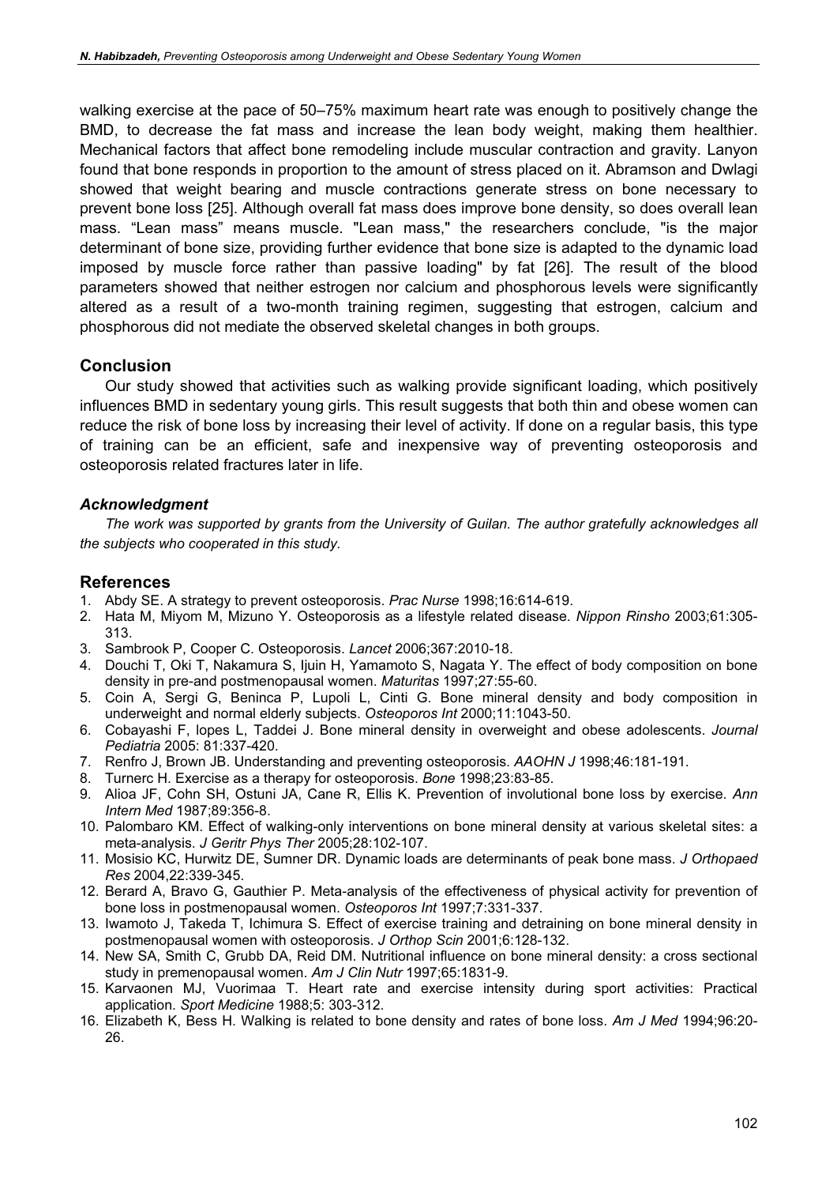walking exercise at the pace of 50–75% maximum heart rate was enough to positively change the BMD, to decrease the fat mass and increase the lean body weight, making them healthier. Mechanical factors that affect bone remodeling include muscular contraction and gravity. Lanyon found that bone responds in proportion to the amount of stress placed on it. Abramson and Dwlagi showed that weight bearing and muscle contractions generate stress on bone necessary to prevent bone loss [25]. Although overall fat mass does improve bone density, so does overall lean mass. "Lean mass" means muscle. "Lean mass," the researchers conclude, "is the major determinant of bone size, providing further evidence that bone size is adapted to the dynamic load imposed by muscle force rather than passive loading" by fat [26]. The result of the blood parameters showed that neither estrogen nor calcium and phosphorous levels were significantly altered as a result of a two-month training regimen, suggesting that estrogen, calcium and phosphorous did not mediate the observed skeletal changes in both groups.

## Conclusion

Our study showed that activities such as walking provide significant loading, which positively influences BMD in sedentary young girls. This result suggests that both thin and obese women can reduce the risk of bone loss by increasing their level of activity. If done on a regular basis, this type of training can be an efficient, safe and inexpensive way of preventing osteoporosis and osteoporosis related fractures later in life.

### *Acknowledgment*

*The work was supported by grants from the University of Guilan. The author gratefully acknowledges all the subjects who cooperated in this study.*

## References

1. Abdy SE. A strategy to prevent osteoporosis. *Prac Nurse* 1998;16:614-619.
2. Hata M, Miyom M, Mizuno Y. Osteoporosis as a lifestyle related disease. *Nippon Rinsho* 2003;61:305-313.
3. Sambrook P, Cooper C. Osteoporosis. *Lancet* 2006;367:2010-18.
4. Douchi T, Oki T, Nakamura S, Ijuin H, Yamamoto S, Nagata Y. The effect of body composition on bone density in pre-and postmenopausal women. *Maturitas* 1997;27:55-60.
5. Coin A, Sergi G, Beninca P, Lupoli L, Cinti G. Bone mineral density and body composition in underweight and normal elderly subjects. *Osteoporos Int* 2000;11:1043-50.
6. Cobayashi F, lopes L, Taddei J. Bone mineral density in overweight and obese adolescents. *Journal Pediatria* 2005: 81:337-420.
7. Renfro J, Brown JB. Understanding and preventing osteoporosis. *AAOHN J* 1998;46:181-191.
8. Turnerc H. Exercise as a therapy for osteoporosis. *Bone* 1998;23:83-85.
9. Alioa JF, Cohn SH, Ostuni JA, Cane R, Ellis K. Prevention of involutional bone loss by exercise. *Ann Intern Med* 1987;89:356-8.
10. Palombaro KM. Effect of walking-only interventions on bone mineral density at various skeletal sites: a meta-analysis. *J Geritr Phys Ther* 2005;28:102-107.
11. Mosisio KC, Hurwitz DE, Sumner DR. Dynamic loads are determinants of peak bone mass. *J Orthopaed Res* 2004,22:339-345.
12. Berard A, Bravo G, Gauthier P. Meta-analysis of the effectiveness of physical activity for prevention of bone loss in postmenopausal women. *Osteoporos Int* 1997;7:331-337.
13. Iwamoto J, Takeda T, Ichimura S. Effect of exercise training and detraining on bone mineral density in postmenopausal women with osteoporosis. *J Orthop Scin* 2001;6:128-132.
14. New SA, Smith C, Grubb DA, Reid DM. Nutritional influence on bone mineral density: a cross sectional study in premenopausal women. *Am J Clin Nutr* 1997;65:1831-9.
15. Karvaonen MJ, Vuorimaa T. Heart rate and exercise intensity during sport activities: Practical application. *Sport Medicine* 1988;5: 303-312.
16. Elizabeth K, Bess H. Walking is related to bone density and rates of bone loss. *Am J Med* 1994;96:20-26.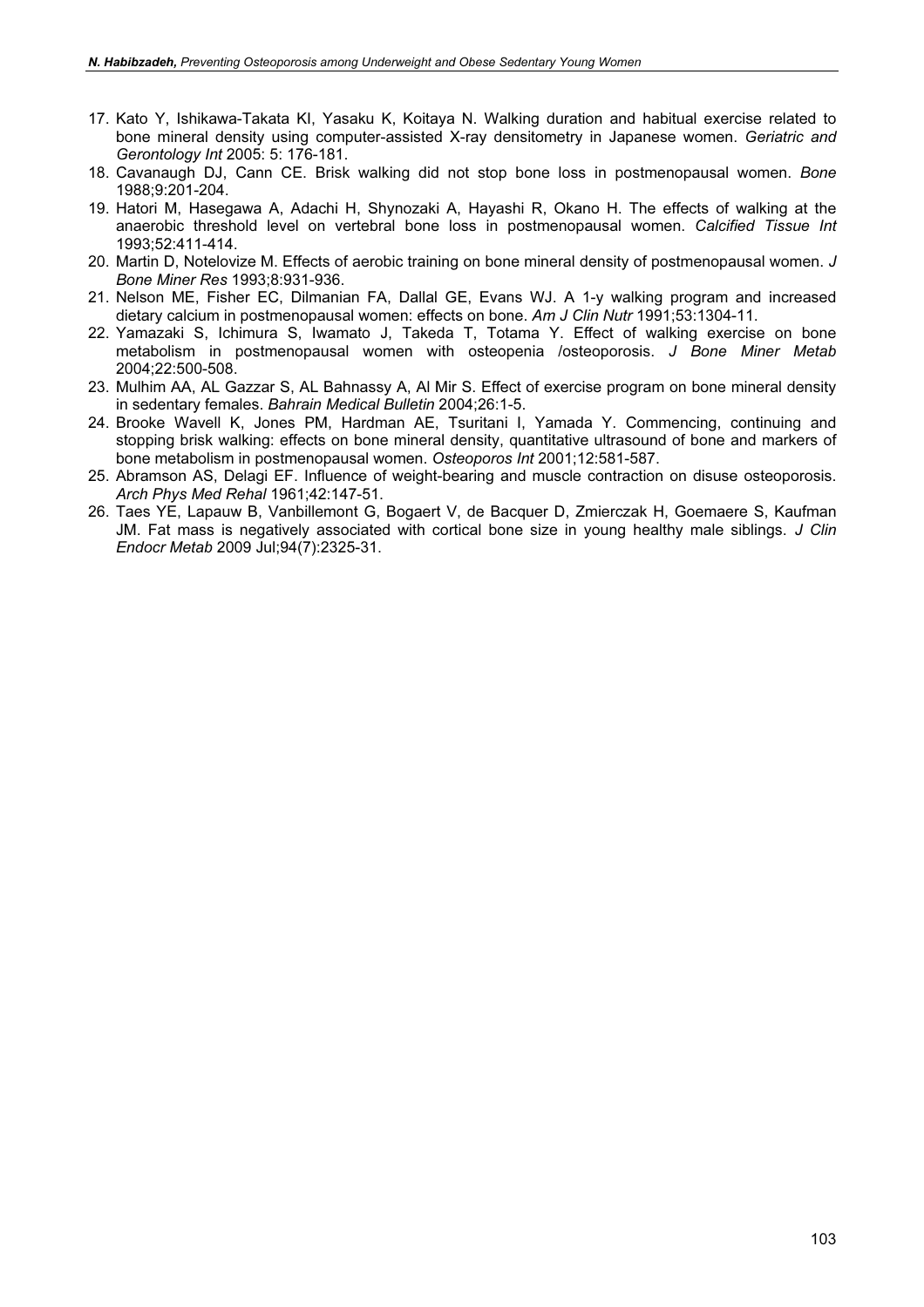17. Kato Y, Ishikawa-Takata KI, Yasaku K, Koitaya N. Walking duration and habitual exercise related to bone mineral density using computer-assisted X-ray densitometry in Japanese women. *Geriatric and Gerontology Int* 2005: 5: 176-181.
18. Cavanaugh DJ, Cann CE. Brisk walking did not stop bone loss in postmenopausal women. *Bone* 1988;9:201-204.
19. Hatori M, Hasegawa A, Adachi H, Shynozaki A, Hayashi R, Okano H. The effects of walking at the anaerobic threshold level on vertebral bone loss in postmenopausal women. *Calcified Tissue Int* 1993;52:411-414.
20. Martin D, Notelovize M. Effects of aerobic training on bone mineral density of postmenopausal women. *J Bone Miner Res* 1993;8:931-936.
21. Nelson ME, Fisher EC, Dilmanian FA, Dallal GE, Evans WJ. A 1-y walking program and increased dietary calcium in postmenopausal women: effects on bone. *Am J Clin Nutr* 1991;53:1304-11.
22. Yamazaki S, Ichimura S, Iwamato J, Takeda T, Totama Y. Effect of walking exercise on bone metabolism in postmenopausal women with osteopenia /osteoporosis. *J Bone Miner Metab* 2004;22:500-508.
23. Mulhim AA, AL Gazzar S, AL Bahnassy A, Al Mir S. Effect of exercise program on bone mineral density in sedentary females. *Bahrain Medical Bulletin* 2004;26:1-5.
24. Brooke Wavell K, Jones PM, Hardman AE, Tsuritani I, Yamada Y. Commencing, continuing and stopping brisk walking: effects on bone mineral density, quantitative ultrasound of bone and markers of bone metabolism in postmenopausal women. *Osteoporos Int* 2001;12:581-587.
25. Abramson AS, Delagi EF. Influence of weight-bearing and muscle contraction on disuse osteoporosis. *Arch Phys Med Rehal* 1961;42:147-51.
26. Taes YE, Lapauw B, Vanbillemont G, Bogaert V, de Bacquer D, Zmierczak H, Goemaere S, Kaufman JM. Fat mass is negatively associated with cortical bone size in young healthy male siblings. *J Clin Endocr Metab* 2009 Jul;94(7):2325-31.